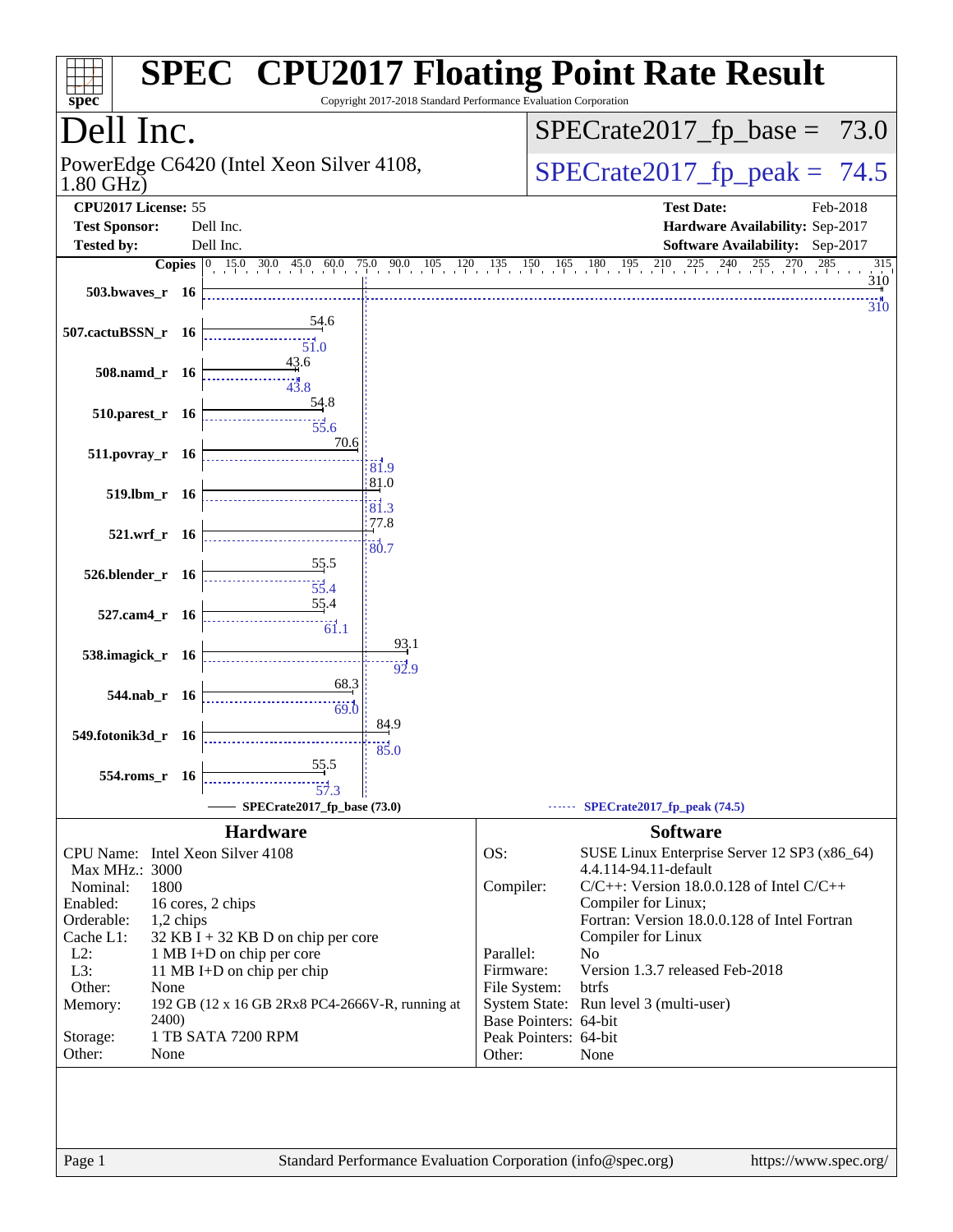# SPEC® CPU2017 Floating Point Rate Result

Copyright 2017-2018 Standard Performance Evaluation Corporation

## Dell Inc.

PowerEdge C6420 (Intel Xeon Silver 4108, 1.80 GHz)

SPECrate2017_fp_base = 73.0

SPECrate2017_fp_peak = 74.5

**CPU2017 License:** 55
**Test Sponsor:** Dell Inc.
**Tested by:** Dell Inc.

**Test Date:** Feb-2018
**Hardware Availability:** Sep-2017
**Software Availability:** Sep-2017

| Benchmark | Copies | Base | Peak |
|---|---|---|---|
| 503.bwaves_r | 16 | 310 | 310 |
| 507.cactuBSSN_r | 16 | 54.6 | 51.0 |
| 508.namd_r | 16 | 43.6 | 43.8 |
| 510.parest_r | 16 | 54.8 | 55.6 |
| 511.povray_r | 16 | 70.6 | 81.9 |
| 519.lbm_r | 16 | 81.0 | 81.3 |
| 521.wrf_r | 16 | 77.8 | 80.7 |
| 526.blender_r | 16 | 55.5 | 55.4 |
| 527.cam4_r | 16 | 55.4 | 61.1 |
| 538.imagick_r | 16 | 93.1 | 92.9 |
| 544.nab_r | 16 | 68.3 | 69.0 |
| 549.fotonik3d_r | 16 | 84.9 | 85.0 |
| 554.roms_r | 16 | 55.5 | 57.3 |

SPECrate2017_fp_base (73.0) — SPECrate2017_fp_peak (74.5)

### Hardware

| | |
|---|---|
| CPU Name: | Intel Xeon Silver 4108 |
| Max MHz.: | 3000 |
| Nominal: | 1800 |
| Enabled: | 16 cores, 2 chips |
| Orderable: | 1,2 chips |
| Cache L1: | 32 KB I + 32 KB D on chip per core |
| L2: | 1 MB I+D on chip per core |
| L3: | 11 MB I+D on chip per chip |
| Other: | None |
| Memory: | 192 GB (12 x 16 GB 2Rx8 PC4-2666V-R, running at 2400) |
| Storage: | 1 TB SATA 7200 RPM |
| Other: | None |

### Software

| | |
|---|---|
| OS: | SUSE Linux Enterprise Server 12 SP3 (x86_64) 4.4.114-94.11-default |
| Compiler: | C/C++: Version 18.0.0.128 of Intel C/C++ Compiler for Linux; Fortran: Version 18.0.0.128 of Intel Fortran Compiler for Linux |
| Parallel: | No |
| Firmware: | Version 1.3.7 released Feb-2018 |
| File System: | btrfs |
| System State: | Run level 3 (multi-user) |
| Base Pointers: | 64-bit |
| Peak Pointers: | 64-bit |
| Other: | None |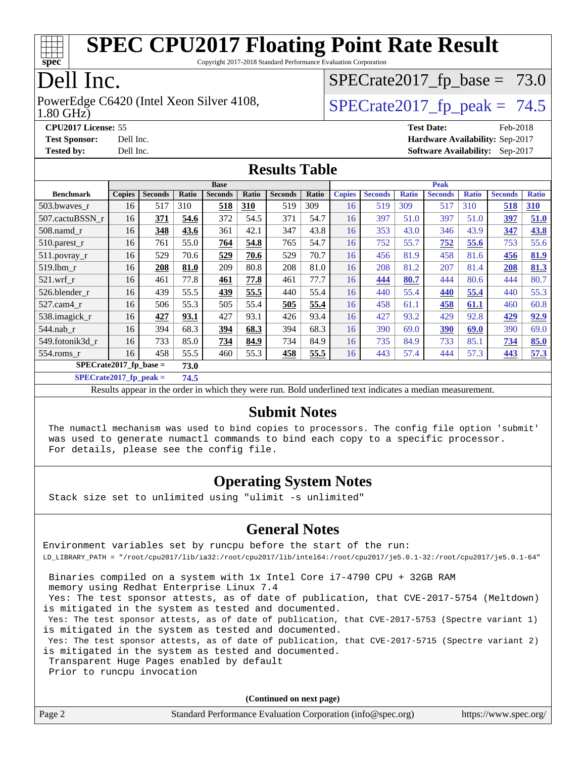# SPEC CPU2017 Floating Point Rate Result

Copyright 2017-2018 Standard Performance Evaluation Corporation

# Dell Inc.

PowerEdge C6420 (Intel Xeon Silver 4108, 1.80 GHz)

SPECrate2017_fp_base = 73.0

SPECrate2017_fp_peak = 74.5

**CPU2017 License:** 55
**Test Sponsor:** Dell Inc.
**Tested by:** Dell Inc.

**Test Date:** Feb-2018
**Hardware Availability:** Sep-2017
**Software Availability:** Sep-2017

## Results Table

| Benchmark | Base | | | | | | | Peak | | | | | | |
|---|---|---|---|---|---|---|---|---|---|---|---|---|---|---|
| | Copies | Seconds | Ratio | Seconds | Ratio | Seconds | Ratio | Copies | Seconds | Ratio | Seconds | Ratio | Seconds | Ratio |
| 503.bwaves_r | 16 | 517 | 310 | **518** | **310** | 519 | 309 | 16 | 519 | 309 | 517 | 310 | **518** | **310** |
| 507.cactuBSSN_r | 16 | **371** | **54.6** | 372 | 54.5 | 371 | 54.7 | 16 | 397 | 51.0 | 397 | 51.0 | **397** | **51.0** |
| 508.namd_r | 16 | **348** | **43.6** | 361 | 42.1 | 347 | 43.8 | 16 | 353 | 43.0 | 346 | 43.9 | **347** | **43.8** |
| 510.parest_r | 16 | 761 | 55.0 | **764** | **54.8** | 765 | 54.7 | 16 | 752 | 55.7 | **752** | **55.6** | 753 | 55.6 |
| 511.povray_r | 16 | 529 | 70.6 | **529** | **70.6** | 529 | 70.7 | 16 | 456 | 81.9 | 458 | 81.6 | **456** | **81.9** |
| 519.lbm_r | 16 | **208** | **81.0** | 209 | 80.8 | 208 | 81.0 | 16 | 208 | 81.2 | 207 | 81.4 | **208** | **81.3** |
| 521.wrf_r | 16 | 461 | 77.8 | **461** | **77.8** | 461 | 77.7 | 16 | **444** | **80.7** | 444 | 80.6 | 444 | 80.7 |
| 526.blender_r | 16 | 439 | 55.5 | **439** | **55.5** | 440 | 55.4 | 16 | 440 | 55.4 | **440** | **55.4** | 440 | 55.3 |
| 527.cam4_r | 16 | 506 | 55.3 | 505 | 55.4 | **505** | **55.4** | 16 | 458 | 61.1 | **458** | **61.1** | 460 | 60.8 |
| 538.imagick_r | 16 | **427** | **93.1** | 427 | 93.1 | 426 | 93.4 | 16 | 427 | 93.2 | 429 | 92.8 | **429** | **92.9** |
| 544.nab_r | 16 | 394 | 68.3 | **394** | **68.3** | 394 | 68.3 | 16 | 390 | 69.0 | **390** | **69.0** | 390 | 69.0 |
| 549.fotonik3d_r | 16 | 733 | 85.0 | **734** | **84.9** | 734 | 84.9 | 16 | 735 | 84.9 | 733 | 85.1 | **734** | **85.0** |
| 554.roms_r | 16 | 458 | 55.5 | 460 | 55.3 | **458** | **55.5** | 16 | 443 | 57.4 | 444 | 57.3 | **443** | **57.3** |

**SPECrate2017_fp_base = 73.0**

**SPECrate2017_fp_peak = 74.5**

Results appear in the order in which they were run. Bold underlined text indicates a median measurement.

## Submit Notes

```
The numactl mechanism was used to bind copies to processors. The config file option 'submit'
was used to generate numactl commands to bind each copy to a specific processor.
For details, please see the config file.
```

## Operating System Notes

```
Stack size set to unlimited using "ulimit -s unlimited"
```

## General Notes

```
Environment variables set by runcpu before the start of the run:
LD_LIBRARY_PATH = "/root/cpu2017/lib/ia32:/root/cpu2017/lib/intel64:/root/cpu2017/je5.0.1-32:/root/cpu2017/je5.0.1-64"

 Binaries compiled on a system with 1x Intel Core i7-4790 CPU + 32GB RAM
 memory using Redhat Enterprise Linux 7.4
 Yes: The test sponsor attests, as of date of publication, that CVE-2017-5754 (Meltdown)
is mitigated in the system as tested and documented.
 Yes: The test sponsor attests, as of date of publication, that CVE-2017-5753 (Spectre variant 1)
is mitigated in the system as tested and documented.
 Yes: The test sponsor attests, as of date of publication, that CVE-2017-5715 (Spectre variant 2)
is mitigated in the system as tested and documented.
 Transparent Huge Pages enabled by default
 Prior to runcpu invocation
```

**(Continued on next page)**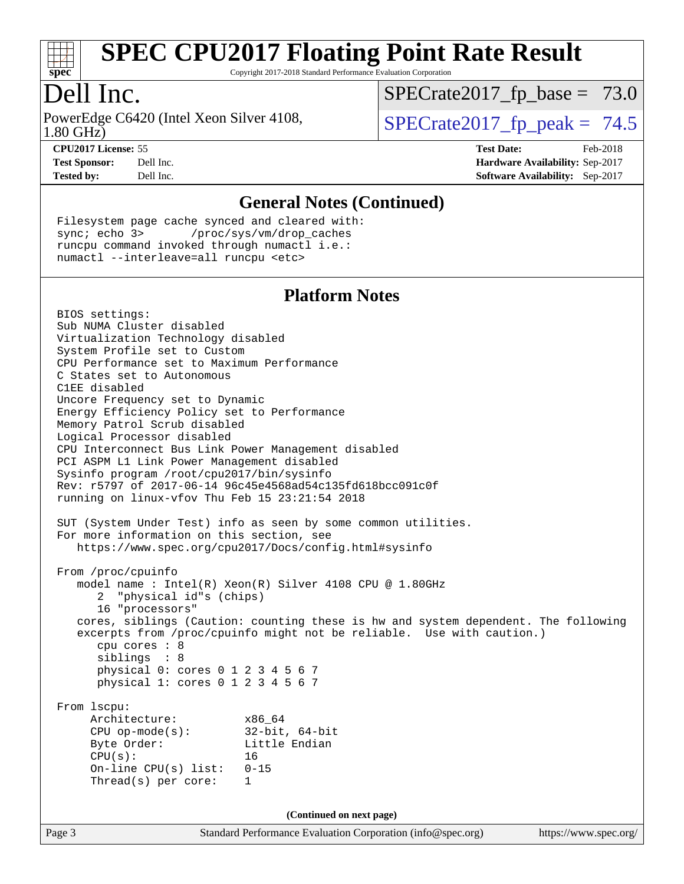# SPEC CPU2017 Floating Point Rate Result

Copyright 2017-2018 Standard Performance Evaluation Corporation

# Dell Inc.

PowerEdge C6420 (Intel Xeon Silver 4108, 1.80 GHz)

SPECrate2017_fp_base = 73.0

SPECrate2017_fp_peak = 74.5

**CPU2017 License:** 55
**Test Sponsor:** Dell Inc.
**Tested by:** Dell Inc.

**Test Date:** Feb-2018
**Hardware Availability:** Sep-2017
**Software Availability:** Sep-2017

## General Notes (Continued)

```
Filesystem page cache synced and cleared with:
sync; echo 3>       /proc/sys/vm/drop_caches
runcpu command invoked through numactl i.e.:
numactl --interleave=all runcpu <etc>
```

## Platform Notes

```
BIOS settings:
Sub NUMA Cluster disabled
Virtualization Technology disabled
System Profile set to Custom
CPU Performance set to Maximum Performance
C States set to Autonomous
C1EE disabled
Uncore Frequency set to Dynamic
Energy Efficiency Policy set to Performance
Memory Patrol Scrub disabled
Logical Processor disabled
CPU Interconnect Bus Link Power Management disabled
PCI ASPM L1 Link Power Management disabled
Sysinfo program /root/cpu2017/bin/sysinfo
Rev: r5797 of 2017-06-14 96c45e4568ad54c135fd618bcc091c0f
running on linux-vfov Thu Feb 15 23:21:54 2018

SUT (System Under Test) info as seen by some common utilities.
For more information on this section, see
   https://www.spec.org/cpu2017/Docs/config.html#sysinfo

From /proc/cpuinfo
   model name : Intel(R) Xeon(R) Silver 4108 CPU @ 1.80GHz
      2  "physical id"s (chips)
      16 "processors"
   cores, siblings (Caution: counting these is hw and system dependent. The following
   excerpts from /proc/cpuinfo might not be reliable.  Use with caution.)
      cpu cores : 8
      siblings  : 8
      physical 0: cores 0 1 2 3 4 5 6 7
      physical 1: cores 0 1 2 3 4 5 6 7

From lscpu:
     Architecture:          x86_64
     CPU op-mode(s):        32-bit, 64-bit
     Byte Order:            Little Endian
     CPU(s):                16
     On-line CPU(s) list:   0-15
     Thread(s) per core:    1
```

(Continued on next page)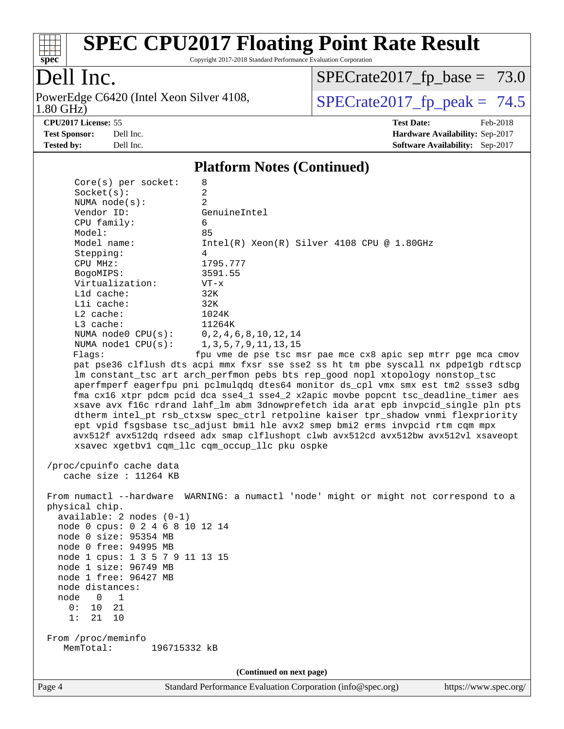# SPEC CPU2017 Floating Point Rate Result

Copyright 2017-2018 Standard Performance Evaluation Corporation

## Dell Inc.

PowerEdge C6420 (Intel Xeon Silver 4108, 1.80 GHz)

SPECrate2017_fp_base = 73.0

SPECrate2017_fp_peak = 74.5

**CPU2017 License:** 55
**Test Sponsor:** Dell Inc.
**Tested by:** Dell Inc.

**Test Date:** Feb-2018
**Hardware Availability:** Sep-2017
**Software Availability:** Sep-2017

### Platform Notes (Continued)

```
     Core(s) per socket:    8
     Socket(s):             2
     NUMA node(s):          2
     Vendor ID:             GenuineIntel
     CPU family:            6
     Model:                 85
     Model name:            Intel(R) Xeon(R) Silver 4108 CPU @ 1.80GHz
     Stepping:              4
     CPU MHz:               1795.777
     BogoMIPS:              3591.55
     Virtualization:        VT-x
     L1d cache:             32K
     L1i cache:             32K
     L2 cache:              1024K
     L3 cache:              11264K
     NUMA node0 CPU(s):     0,2,4,6,8,10,12,14
     NUMA node1 CPU(s):     1,3,5,7,9,11,13,15
     Flags:                 fpu vme de pse tsc msr pae mce cx8 apic sep mtrr pge mca cmov
     pat pse36 clflush dts acpi mmx fxsr sse sse2 ss ht tm pbe syscall nx pdpe1gb rdtscp
     lm constant_tsc art arch_perfmon pebs bts rep_good nopl xtopology nonstop_tsc
     aperfmperf eagerfpu pni pclmulqdq dtes64 monitor ds_cpl vmx smx est tm2 ssse3 sdbg
     fma cx16 xtpr pdcm pcid dca sse4_1 sse4_2 x2apic movbe popcnt tsc_deadline_timer aes
     xsave avx f16c rdrand lahf_lm abm 3dnowprefetch ida arat epb invpcid_single pln pts
     dtherm intel_pt rsb_ctxsw spec_ctrl retpoline kaiser tpr_shadow vnmi flexpriority
     ept vpid fsgsbase tsc_adjust bmi1 hle avx2 smep bmi2 erms invpcid rtm cqm mpx
     avx512f avx512dq rdseed adx smap clflushopt clwb avx512cd avx512bw avx512vl xsaveopt
     xsavec xgetbv1 cqm_llc cqm_occup_llc pku ospke

 /proc/cpuinfo cache data
    cache size : 11264 KB

 From numactl --hardware  WARNING: a numactl 'node' might or might not correspond to a
 physical chip.
   available: 2 nodes (0-1)
   node 0 cpus: 0 2 4 6 8 10 12 14
   node 0 size: 95354 MB
   node 0 free: 94995 MB
   node 1 cpus: 1 3 5 7 9 11 13 15
   node 1 size: 96749 MB
   node 1 free: 96427 MB
   node distances:
   node   0   1
     0:  10  21
     1:  21  10

 From /proc/meminfo
    MemTotal:       196715332 kB
```

(Continued on next page)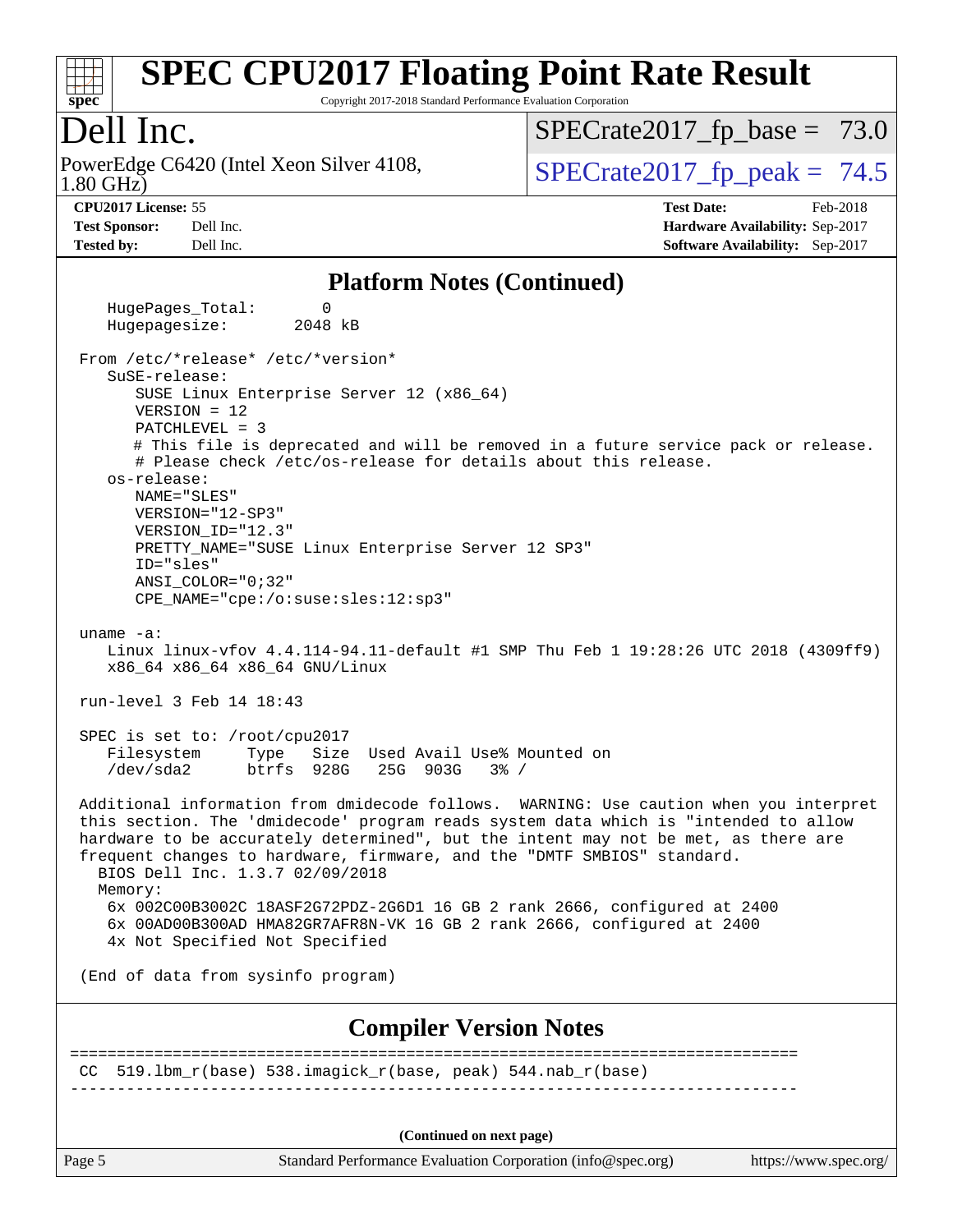## Platform Notes (Continued)

```
    HugePages_Total:        0
    Hugepagesize:        2048 kB

 From /etc/*release* /etc/*version*
    SuSE-release:
       SUSE Linux Enterprise Server 12 (x86_64)
       VERSION = 12
       PATCHLEVEL = 3
       # This file is deprecated and will be removed in a future service pack or release.
       # Please check /etc/os-release for details about this release.
    os-release:
       NAME="SLES"
       VERSION="12-SP3"
       VERSION_ID="12.3"
       PRETTY_NAME="SUSE Linux Enterprise Server 12 SP3"
       ID="sles"
       ANSI_COLOR="0;32"
       CPE_NAME="cpe:/o:suse:sles:12:sp3"

 uname -a:
    Linux linux-vfov 4.4.114-94.11-default #1 SMP Thu Feb 1 19:28:26 UTC 2018 (4309ff9)
    x86_64 x86_64 x86_64 GNU/Linux

 run-level 3 Feb 14 18:43

 SPEC is set to: /root/cpu2017
    Filesystem     Type   Size  Used Avail Use% Mounted on
    /dev/sda2      btrfs  928G   25G  903G   3% /

 Additional information from dmidecode follows.  WARNING: Use caution when you interpret
 this section. The 'dmidecode' program reads system data which is "intended to allow
 hardware to be accurately determined", but the intent may not be met, as there are
 frequent changes to hardware, firmware, and the "DMTF SMBIOS" standard.
   BIOS Dell Inc. 1.3.7 02/09/2018
   Memory:
    6x 002C00B3002C 18ASF2G72PDZ-2G6D1 16 GB 2 rank 2666, configured at 2400
    6x 00AD00B300AD HMA82GR7AFR8N-VK 16 GB 2 rank 2666, configured at 2400
    4x Not Specified Not Specified

 (End of data from sysinfo program)
```

## Compiler Version Notes

```
==============================================================================
 CC  519.lbm_r(base) 538.imagick_r(base, peak) 544.nab_r(base)
------------------------------------------------------------------------------
```

(Continued on next page)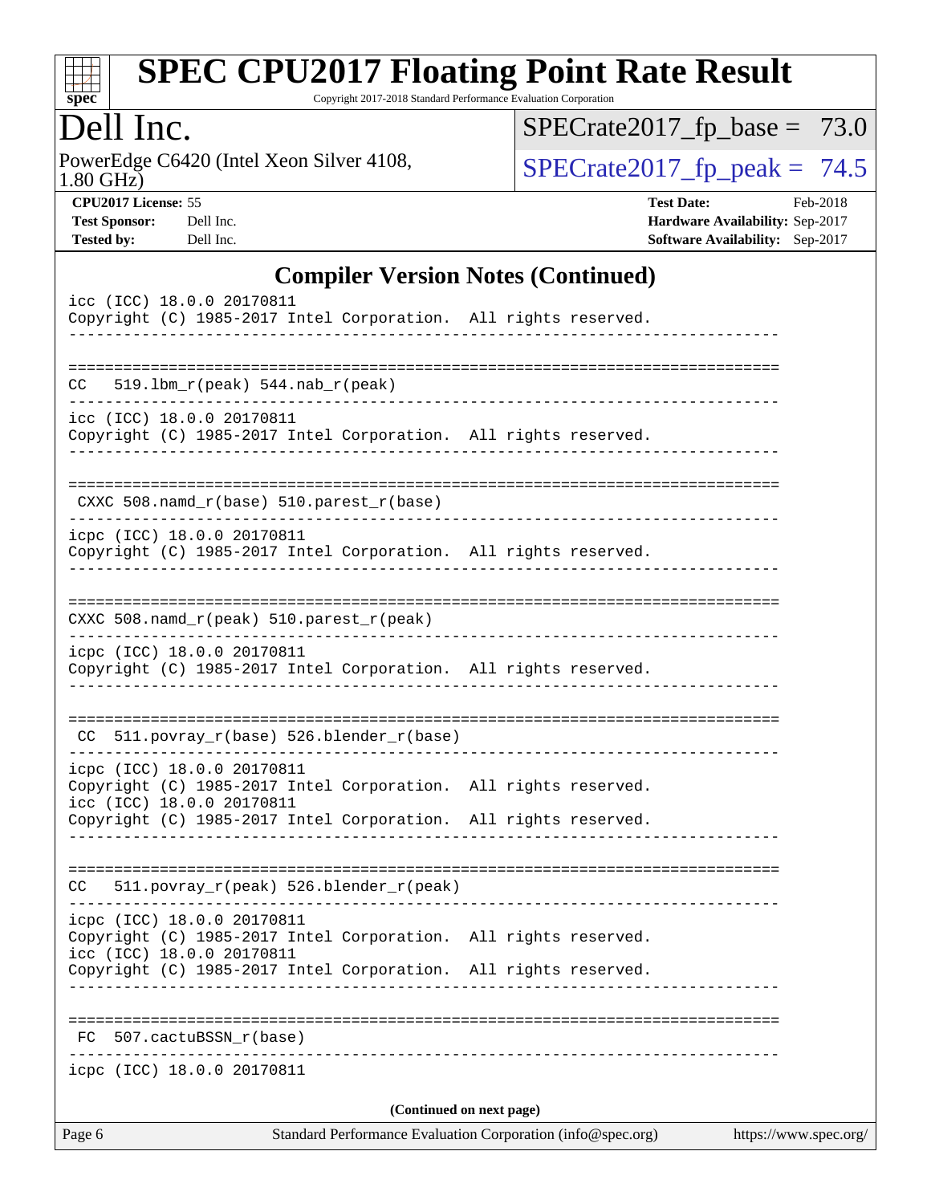## Compiler Version Notes (Continued)

```
icc (ICC) 18.0.0 20170811
Copyright (C) 1985-2017 Intel Corporation.  All rights reserved.
------------------------------------------------------------------------------

==============================================================================
CC   519.lbm_r(peak) 544.nab_r(peak)
------------------------------------------------------------------------------
icc (ICC) 18.0.0 20170811
Copyright (C) 1985-2017 Intel Corporation.  All rights reserved.
------------------------------------------------------------------------------

==============================================================================
 CXXC 508.namd_r(base) 510.parest_r(base)
------------------------------------------------------------------------------
icpc (ICC) 18.0.0 20170811
Copyright (C) 1985-2017 Intel Corporation.  All rights reserved.
------------------------------------------------------------------------------

==============================================================================
CXXC 508.namd_r(peak) 510.parest_r(peak)
------------------------------------------------------------------------------
icpc (ICC) 18.0.0 20170811
Copyright (C) 1985-2017 Intel Corporation.  All rights reserved.
------------------------------------------------------------------------------

==============================================================================
 CC  511.povray_r(base) 526.blender_r(base)
------------------------------------------------------------------------------
icpc (ICC) 18.0.0 20170811
Copyright (C) 1985-2017 Intel Corporation.  All rights reserved.
icc (ICC) 18.0.0 20170811
Copyright (C) 1985-2017 Intel Corporation.  All rights reserved.
------------------------------------------------------------------------------

==============================================================================
CC   511.povray_r(peak) 526.blender_r(peak)
------------------------------------------------------------------------------
icpc (ICC) 18.0.0 20170811
Copyright (C) 1985-2017 Intel Corporation.  All rights reserved.
icc (ICC) 18.0.0 20170811
Copyright (C) 1985-2017 Intel Corporation.  All rights reserved.
------------------------------------------------------------------------------

==============================================================================
 FC  507.cactuBSSN_r(base)
------------------------------------------------------------------------------
icpc (ICC) 18.0.0 20170811
```

**(Continued on next page)**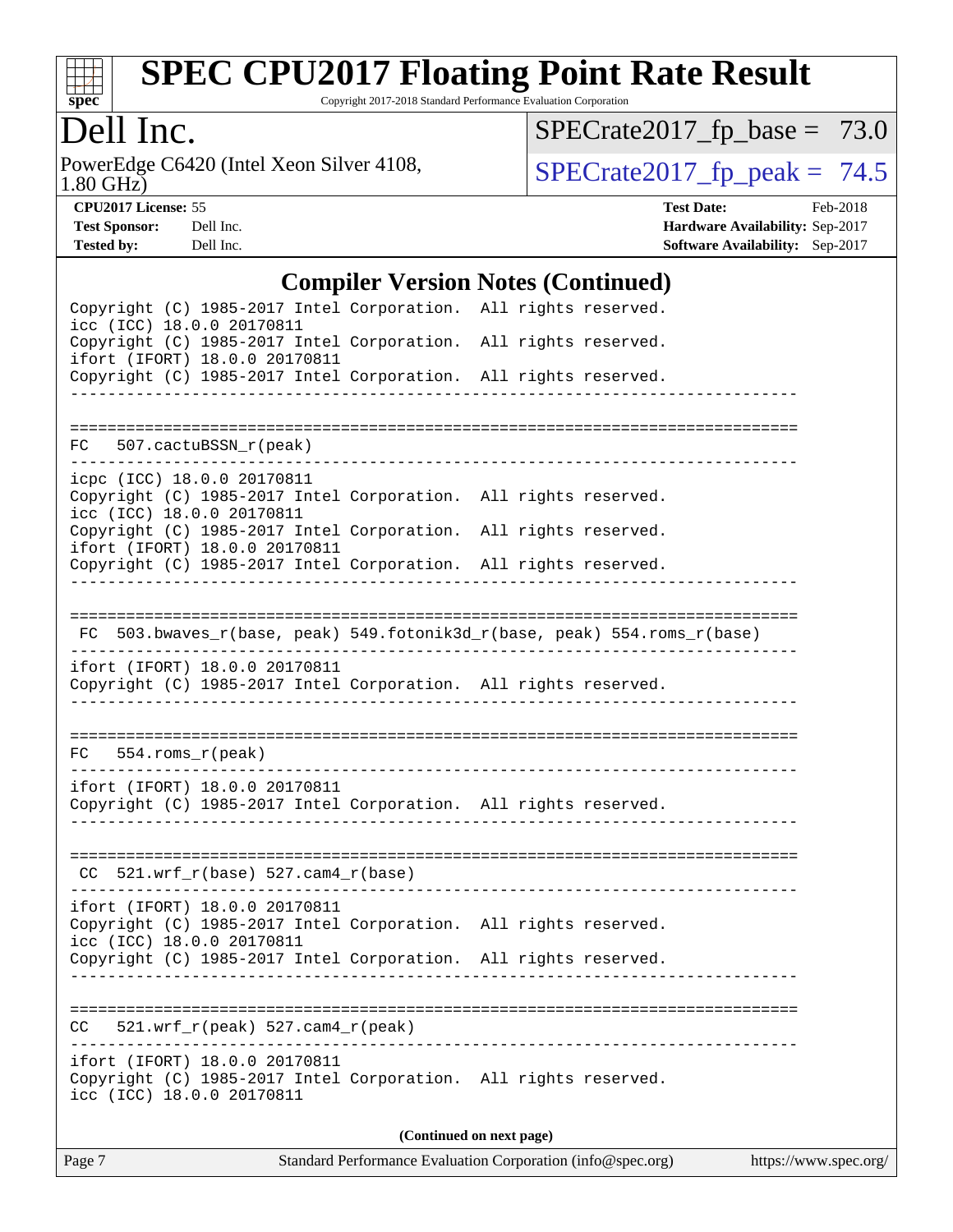# SPEC CPU2017 Floating Point Rate Result

Copyright 2017-2018 Standard Performance Evaluation Corporation

## Dell Inc.

PowerEdge C6420 (Intel Xeon Silver 4108, 1.80 GHz)

SPECrate2017_fp_base = 73.0

SPECrate2017_fp_peak = 74.5

**CPU2017 License:** 55
**Test Sponsor:** Dell Inc.
**Tested by:** Dell Inc.

**Test Date:** Feb-2018
**Hardware Availability:** Sep-2017
**Software Availability:** Sep-2017

### Compiler Version Notes (Continued)

```
Copyright (C) 1985-2017 Intel Corporation.  All rights reserved.
icc (ICC) 18.0.0 20170811
Copyright (C) 1985-2017 Intel Corporation.  All rights reserved.
ifort (IFORT) 18.0.0 20170811
Copyright (C) 1985-2017 Intel Corporation.  All rights reserved.
------------------------------------------------------------------------------

==============================================================================
FC   507.cactuBSSN_r(peak)
------------------------------------------------------------------------------
icpc (ICC) 18.0.0 20170811
Copyright (C) 1985-2017 Intel Corporation.  All rights reserved.
icc (ICC) 18.0.0 20170811
Copyright (C) 1985-2017 Intel Corporation.  All rights reserved.
ifort (IFORT) 18.0.0 20170811
Copyright (C) 1985-2017 Intel Corporation.  All rights reserved.
------------------------------------------------------------------------------

==============================================================================
 FC  503.bwaves_r(base, peak) 549.fotonik3d_r(base, peak) 554.roms_r(base)
------------------------------------------------------------------------------
ifort (IFORT) 18.0.0 20170811
Copyright (C) 1985-2017 Intel Corporation.  All rights reserved.
------------------------------------------------------------------------------

==============================================================================
FC   554.roms_r(peak)
------------------------------------------------------------------------------
ifort (IFORT) 18.0.0 20170811
Copyright (C) 1985-2017 Intel Corporation.  All rights reserved.
------------------------------------------------------------------------------

==============================================================================
 CC  521.wrf_r(base) 527.cam4_r(base)
------------------------------------------------------------------------------
ifort (IFORT) 18.0.0 20170811
Copyright (C) 1985-2017 Intel Corporation.  All rights reserved.
icc (ICC) 18.0.0 20170811
Copyright (C) 1985-2017 Intel Corporation.  All rights reserved.
------------------------------------------------------------------------------

==============================================================================
CC   521.wrf_r(peak) 527.cam4_r(peak)
------------------------------------------------------------------------------
ifort (IFORT) 18.0.0 20170811
Copyright (C) 1985-2017 Intel Corporation.  All rights reserved.
icc (ICC) 18.0.0 20170811
```

(Continued on next page)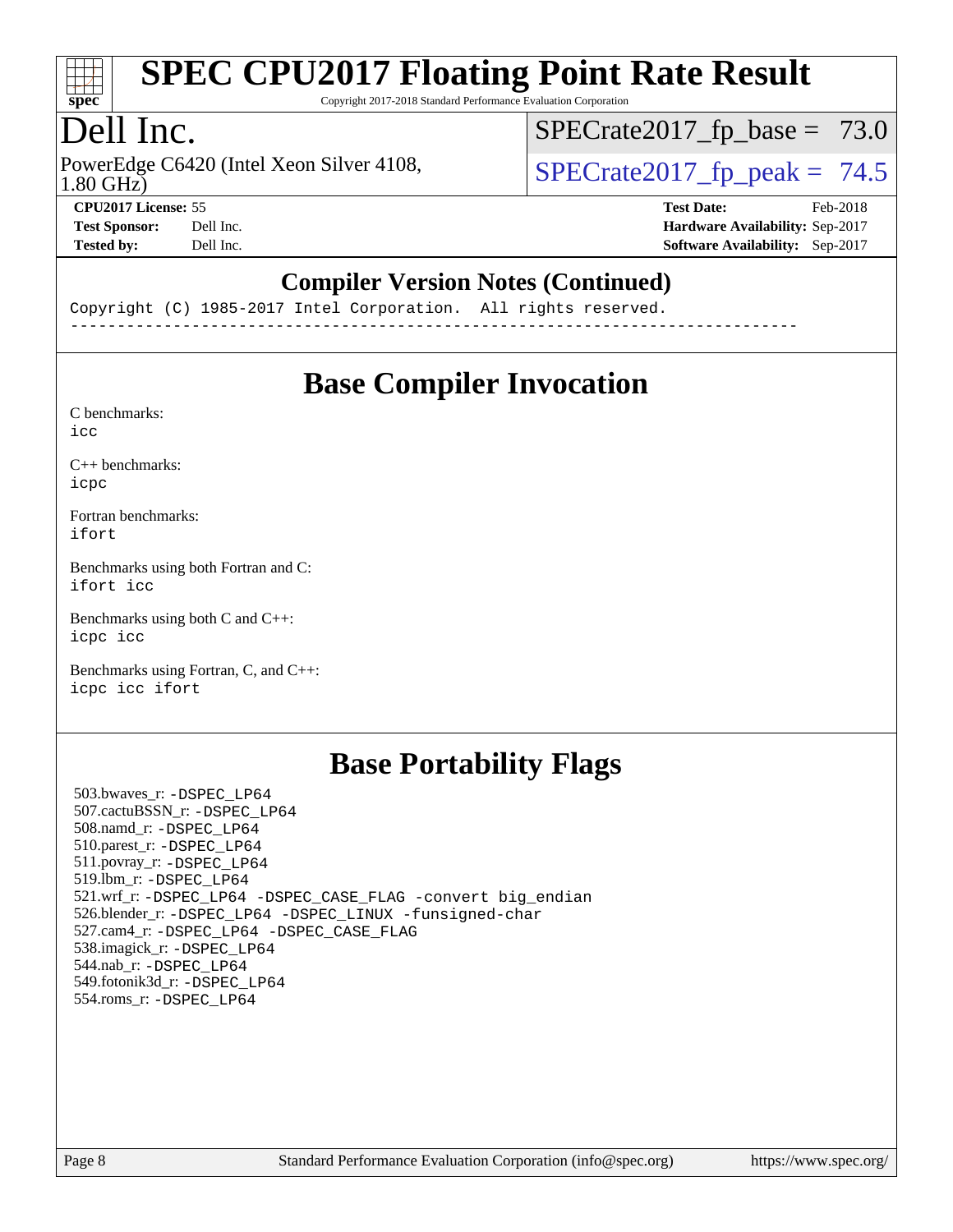# SPEC CPU2017 Floating Point Rate Result

Copyright 2017-2018 Standard Performance Evaluation Corporation

# Dell Inc.

PowerEdge C6420 (Intel Xeon Silver 4108, 1.80 GHz)

SPECrate2017_fp_base = 73.0

SPECrate2017_fp_peak = 74.5

**CPU2017 License:** 55
**Test Sponsor:** Dell Inc.
**Tested by:** Dell Inc.

**Test Date:** Feb-2018
**Hardware Availability:** Sep-2017
**Software Availability:** Sep-2017

## Compiler Version Notes (Continued)

```
Copyright (C) 1985-2017 Intel Corporation.  All rights reserved.
------------------------------------------------------------------------------
```

## Base Compiler Invocation

C benchmarks:
`icc`

C++ benchmarks:
`icpc`

Fortran benchmarks:
`ifort`

Benchmarks using both Fortran and C:
`ifort icc`

Benchmarks using both C and C++:
`icpc icc`

Benchmarks using Fortran, C, and C++:
`icpc icc ifort`

## Base Portability Flags

503.bwaves_r: -DSPEC_LP64
507.cactuBSSN_r: -DSPEC_LP64
508.namd_r: -DSPEC_LP64
510.parest_r: -DSPEC_LP64
511.povray_r: -DSPEC_LP64
519.lbm_r: -DSPEC_LP64
521.wrf_r: -DSPEC_LP64 -DSPEC_CASE_FLAG -convert big_endian
526.blender_r: -DSPEC_LP64 -DSPEC_LINUX -funsigned-char
527.cam4_r: -DSPEC_LP64 -DSPEC_CASE_FLAG
538.imagick_r: -DSPEC_LP64
544.nab_r: -DSPEC_LP64
549.fotonik3d_r: -DSPEC_LP64
554.roms_r: -DSPEC_LP64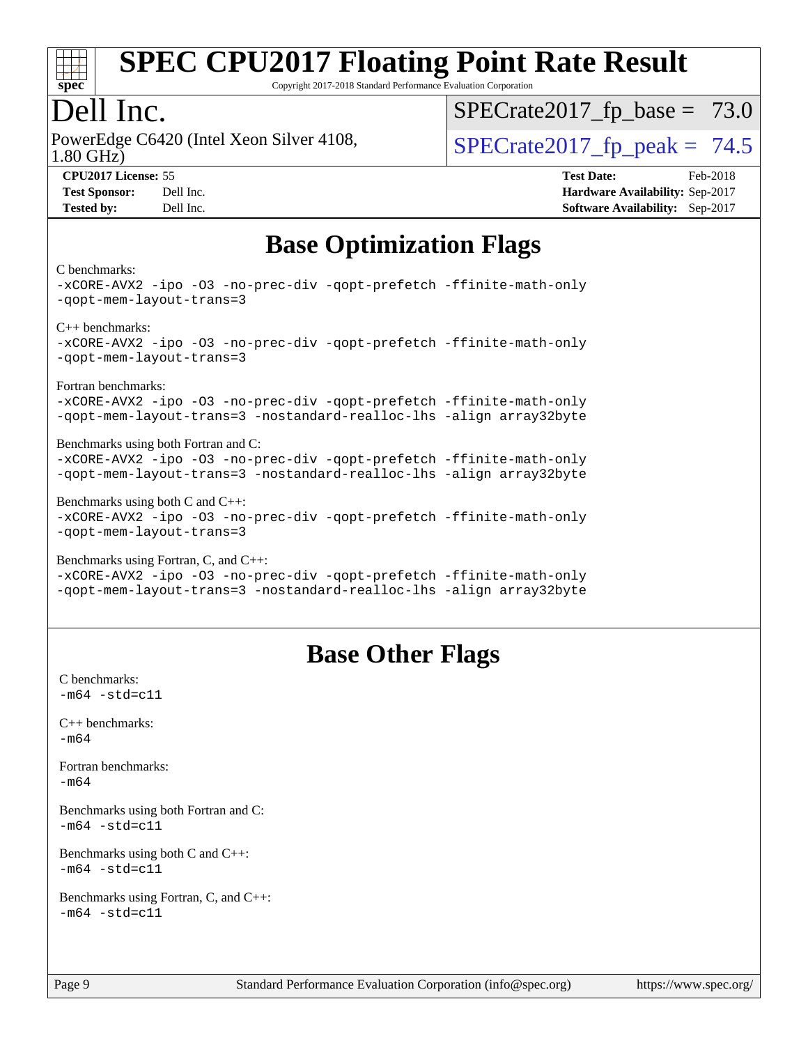# Base Optimization Flags

C benchmarks:
```
-xCORE-AVX2 -ipo -O3 -no-prec-div -qopt-prefetch -ffinite-math-only
-qopt-mem-layout-trans=3
```

C++ benchmarks:
```
-xCORE-AVX2 -ipo -O3 -no-prec-div -qopt-prefetch -ffinite-math-only
-qopt-mem-layout-trans=3
```

Fortran benchmarks:
```
-xCORE-AVX2 -ipo -O3 -no-prec-div -qopt-prefetch -ffinite-math-only
-qopt-mem-layout-trans=3 -nostandard-realloc-lhs -align array32byte
```

Benchmarks using both Fortran and C:
```
-xCORE-AVX2 -ipo -O3 -no-prec-div -qopt-prefetch -ffinite-math-only
-qopt-mem-layout-trans=3 -nostandard-realloc-lhs -align array32byte
```

Benchmarks using both C and C++:
```
-xCORE-AVX2 -ipo -O3 -no-prec-div -qopt-prefetch -ffinite-math-only
-qopt-mem-layout-trans=3
```

Benchmarks using Fortran, C, and C++:
```
-xCORE-AVX2 -ipo -O3 -no-prec-div -qopt-prefetch -ffinite-math-only
-qopt-mem-layout-trans=3 -nostandard-realloc-lhs -align array32byte
```

# Base Other Flags

C benchmarks:
```
-m64 -std=c11
```

C++ benchmarks:
```
-m64
```

Fortran benchmarks:
```
-m64
```

Benchmarks using both Fortran and C:
```
-m64 -std=c11
```

Benchmarks using both C and C++:
```
-m64 -std=c11
```

Benchmarks using Fortran, C, and C++:
```
-m64 -std=c11
```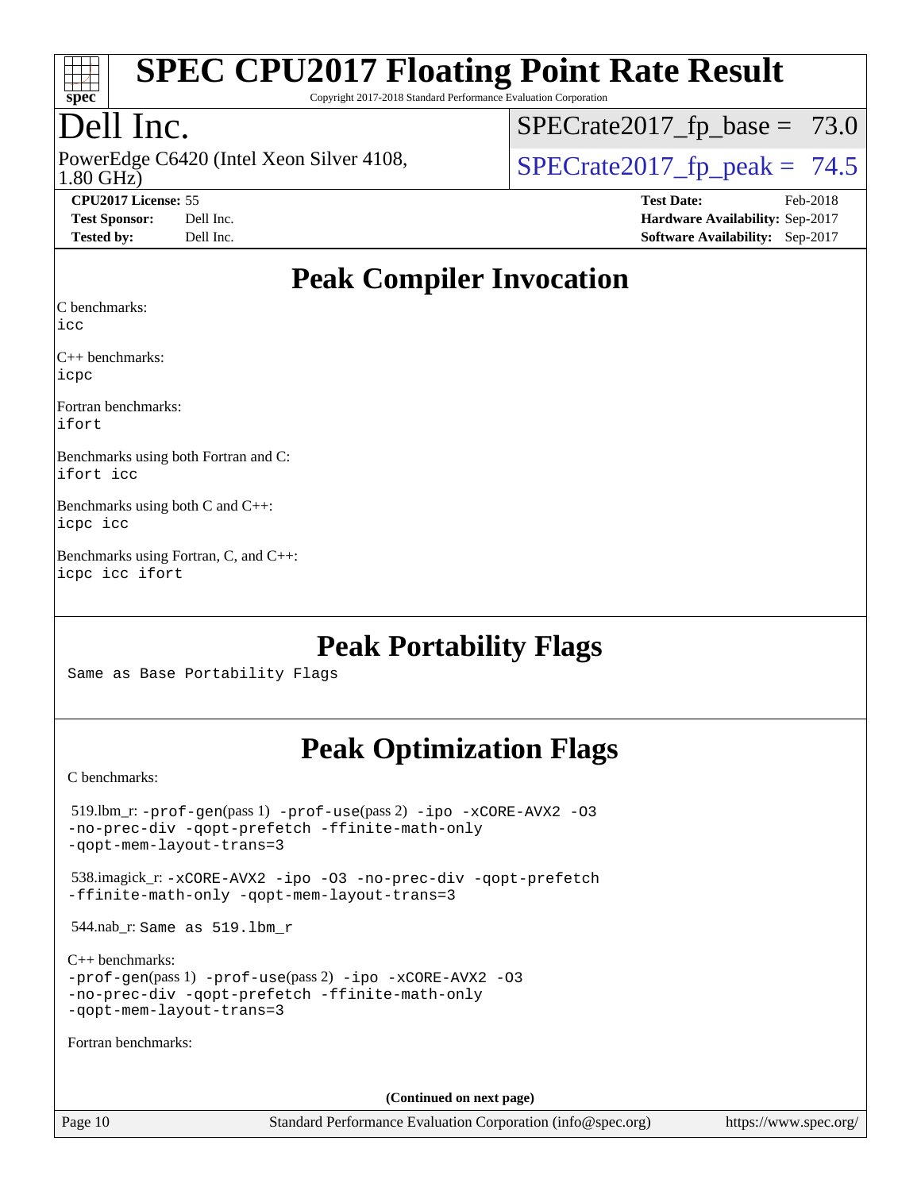# SPEC CPU2017 Floating Point Rate Result

Copyright 2017-2018 Standard Performance Evaluation Corporation

## Dell Inc.

PowerEdge C6420 (Intel Xeon Silver 4108, 1.80 GHz)

SPECrate2017_fp_base = 73.0

SPECrate2017_fp_peak = 74.5

**CPU2017 License:** 55
**Test Sponsor:** Dell Inc.
**Tested by:** Dell Inc.

**Test Date:** Feb-2018
**Hardware Availability:** Sep-2017
**Software Availability:** Sep-2017

## Peak Compiler Invocation

C benchmarks:
icc

C++ benchmarks:
icpc

Fortran benchmarks:
ifort

Benchmarks using both Fortran and C:
ifort icc

Benchmarks using both C and C++:
icpc icc

Benchmarks using Fortran, C, and C++:
icpc icc ifort

## Peak Portability Flags

Same as Base Portability Flags

## Peak Optimization Flags

C benchmarks:

519.lbm_r: -prof-gen(pass 1) -prof-use(pass 2) -ipo -xCORE-AVX2 -O3 -no-prec-div -qopt-prefetch -ffinite-math-only -qopt-mem-layout-trans=3

538.imagick_r: -xCORE-AVX2 -ipo -O3 -no-prec-div -qopt-prefetch -ffinite-math-only -qopt-mem-layout-trans=3

544.nab_r: Same as 519.lbm_r

C++ benchmarks:
-prof-gen(pass 1) -prof-use(pass 2) -ipo -xCORE-AVX2 -O3 -no-prec-div -qopt-prefetch -ffinite-math-only -qopt-mem-layout-trans=3

Fortran benchmarks:

(Continued on next page)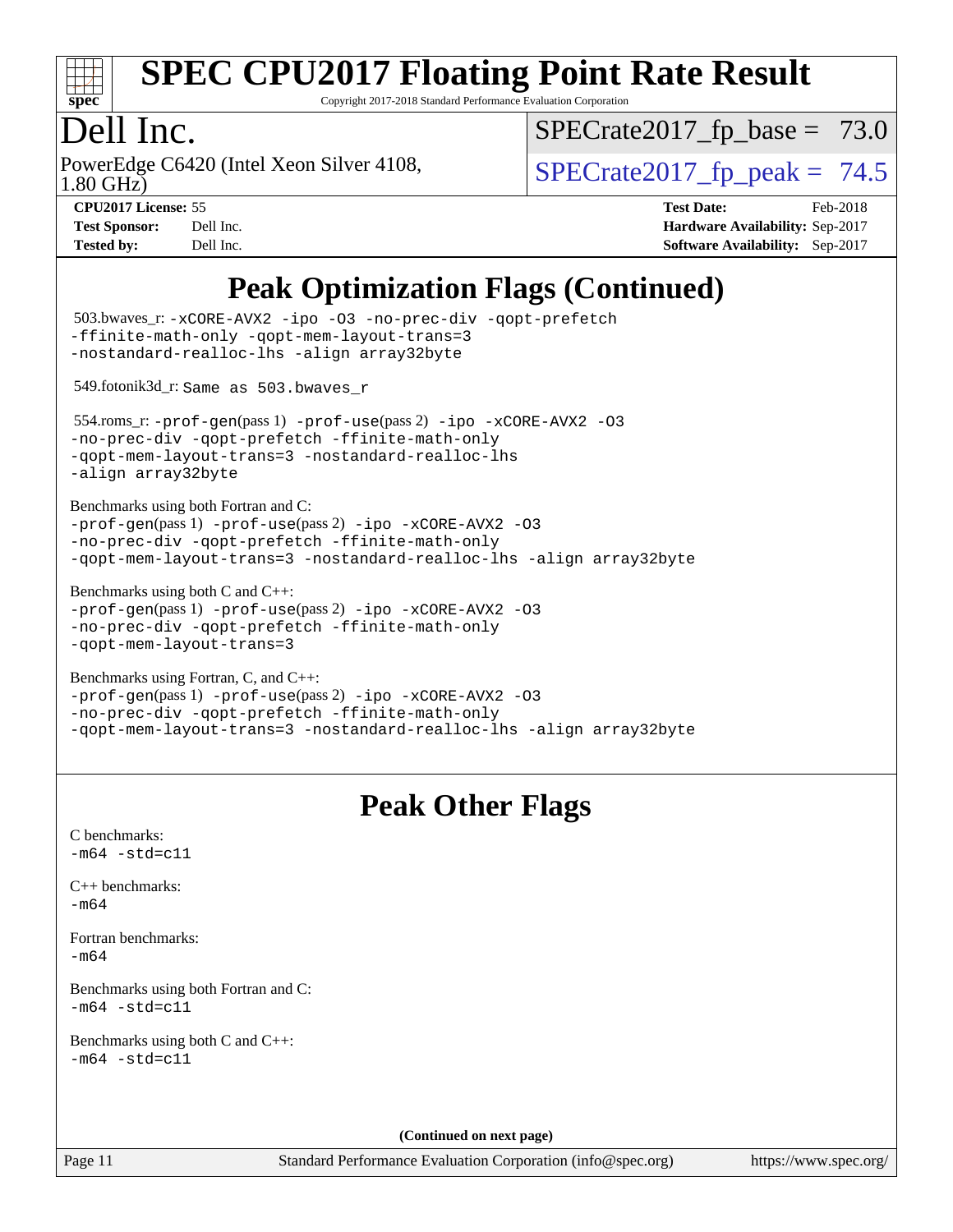# SPEC CPU2017 Floating Point Rate Result

Copyright 2017-2018 Standard Performance Evaluation Corporation

## Dell Inc.

PowerEdge C6420 (Intel Xeon Silver 4108, 1.80 GHz)

SPECrate2017_fp_base = 73.0

SPECrate2017_fp_peak = 74.5

**CPU2017 License:** 55
**Test Sponsor:** Dell Inc.
**Tested by:** Dell Inc.

**Test Date:** Feb-2018
**Hardware Availability:** Sep-2017
**Software Availability:** Sep-2017

## Peak Optimization Flags (Continued)

503.bwaves_r: `-xCORE-AVX2 -ipo -O3 -no-prec-div -qopt-prefetch -ffinite-math-only -qopt-mem-layout-trans=3 -nostandard-realloc-lhs -align array32byte`

549.fotonik3d_r: `Same as 503.bwaves_r`

554.roms_r: `-prof-gen`(pass 1) `-prof-use`(pass 2) `-ipo -xCORE-AVX2 -O3 -no-prec-div -qopt-prefetch -ffinite-math-only -qopt-mem-layout-trans=3 -nostandard-realloc-lhs -align array32byte`

Benchmarks using both Fortran and C:
`-prof-gen`(pass 1) `-prof-use`(pass 2) `-ipo -xCORE-AVX2 -O3 -no-prec-div -qopt-prefetch -ffinite-math-only -qopt-mem-layout-trans=3 -nostandard-realloc-lhs -align array32byte`

Benchmarks using both C and C++:
`-prof-gen`(pass 1) `-prof-use`(pass 2) `-ipo -xCORE-AVX2 -O3 -no-prec-div -qopt-prefetch -ffinite-math-only -qopt-mem-layout-trans=3`

Benchmarks using Fortran, C, and C++:
`-prof-gen`(pass 1) `-prof-use`(pass 2) `-ipo -xCORE-AVX2 -O3 -no-prec-div -qopt-prefetch -ffinite-math-only -qopt-mem-layout-trans=3 -nostandard-realloc-lhs -align array32byte`

## Peak Other Flags

C benchmarks:
`-m64 -std=c11`

C++ benchmarks:
`-m64`

Fortran benchmarks:
`-m64`

Benchmarks using both Fortran and C:
`-m64 -std=c11`

Benchmarks using both C and C++:
`-m64 -std=c11`

**(Continued on next page)**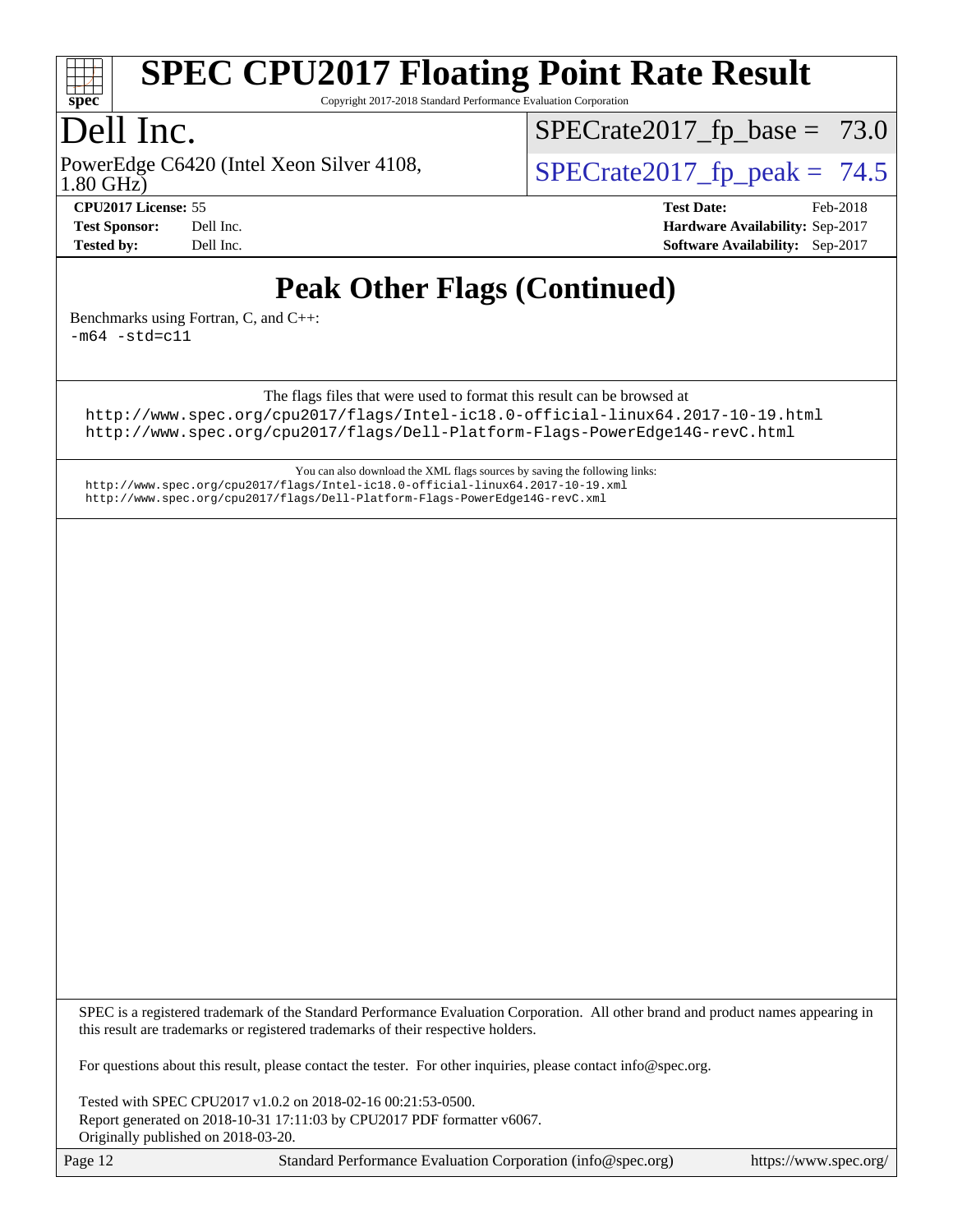## Peak Other Flags (Continued)

Benchmarks using Fortran, C, and C++:
-m64 -std=c11

The flags files that were used to format this result can be browsed at
http://www.spec.org/cpu2017/flags/Intel-ic18.0-official-linux64.2017-10-19.html
http://www.spec.org/cpu2017/flags/Dell-Platform-Flags-PowerEdge14G-revC.html

You can also download the XML flags sources by saving the following links:
http://www.spec.org/cpu2017/flags/Intel-ic18.0-official-linux64.2017-10-19.xml
http://www.spec.org/cpu2017/flags/Dell-Platform-Flags-PowerEdge14G-revC.xml

SPEC is a registered trademark of the Standard Performance Evaluation Corporation. All other brand and product names appearing in this result are trademarks or registered trademarks of their respective holders.

For questions about this result, please contact the tester. For other inquiries, please contact info@spec.org.

Tested with SPEC CPU2017 v1.0.2 on 2018-02-16 00:21:53-0500.
Report generated on 2018-10-31 17:11:03 by CPU2017 PDF formatter v6067.
Originally published on 2018-03-20.